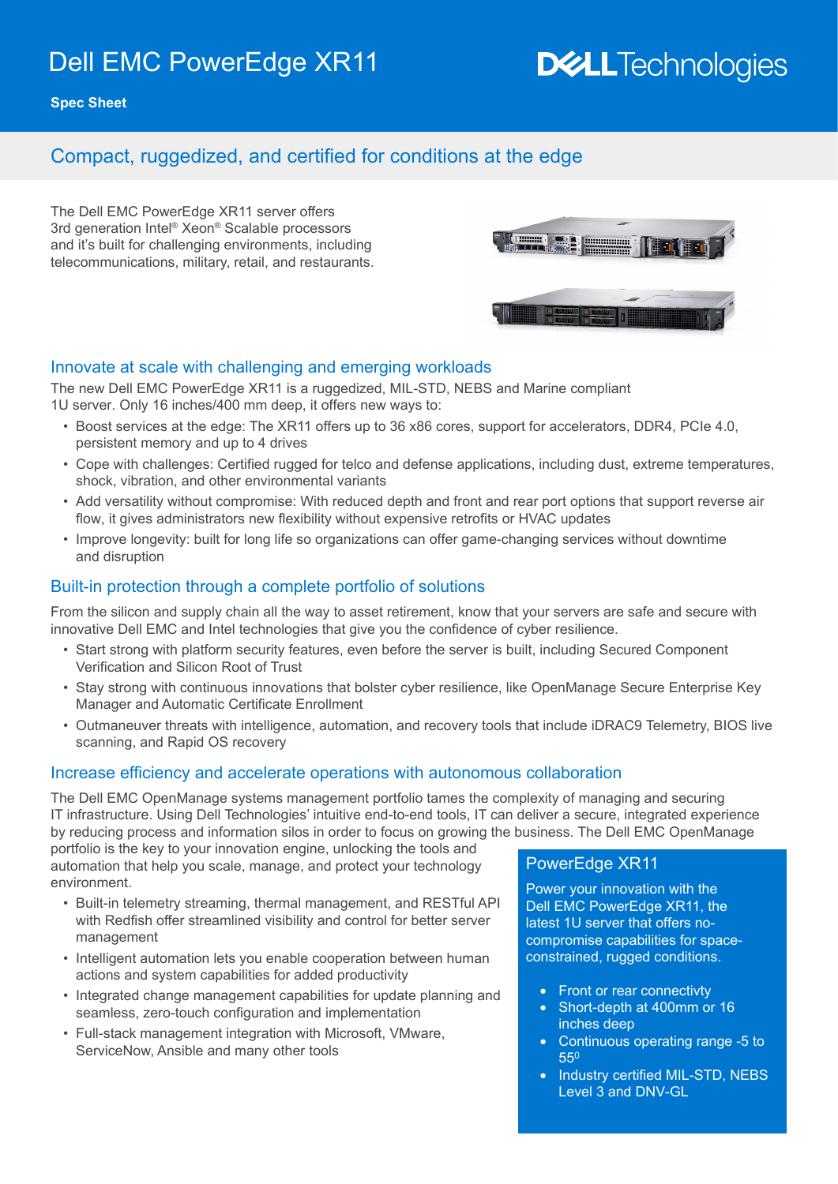# Dell EMC PowerEdge XR11

**Spec Sheet**

## Compact, ruggedized, and certified for conditions at the edge

The Dell EMC PowerEdge XR11 server offers 3rd generation Intel® Xeon® Scalable processors and it's built for challenging environments, including telecommunications, military, retail, and restaurants.

### Innovate at scale with challenging and emerging workloads

The new Dell EMC PowerEdge XR11 is a ruggedized, MIL-STD, NEBS and Marine compliant 1U server. Only 16 inches/400 mm deep, it offers new ways to:

- Boost services at the edge: The XR11 offers up to 36 x86 cores, support for accelerators, DDR4, PCIe 4.0, persistent memory and up to 4 drives
- Cope with challenges: Certified rugged for telco and defense applications, including dust, extreme temperatures, shock, vibration, and other environmental variants
- Add versatility without compromise: With reduced depth and front and rear port options that support reverse air flow, it gives administrators new flexibility without expensive retrofits or HVAC updates
- Improve longevity: built for long life so organizations can offer game-changing services without downtime and disruption

### Built-in protection through a complete portfolio of solutions

From the silicon and supply chain all the way to asset retirement, know that your servers are safe and secure with innovative Dell EMC and Intel technologies that give you the confidence of cyber resilience.

- Start strong with platform security features, even before the server is built, including Secured Component Verification and Silicon Root of Trust
- Stay strong with continuous innovations that bolster cyber resilience, like OpenManage Secure Enterprise Key Manager and Automatic Certificate Enrollment
- Outmaneuver threats with intelligence, automation, and recovery tools that include iDRAC9 Telemetry, BIOS live scanning, and Rapid OS recovery

### Increase efficiency and accelerate operations with autonomous collaboration

The Dell EMC OpenManage systems management portfolio tames the complexity of managing and securing IT infrastructure. Using Dell Technologies' intuitive end-to-end tools, IT can deliver a secure, integrated experience by reducing process and information silos in order to focus on growing the business. The Dell EMC OpenManage portfolio is the key to your innovation engine, unlocking the tools and automation that help you scale, manage, and protect your technology environment.

- Built-in telemetry streaming, thermal management, and RESTful API with Redfish offer streamlined visibility and control for better server management
- Intelligent automation lets you enable cooperation between human actions and system capabilities for added productivity
- Integrated change management capabilities for update planning and seamless, zero-touch configuration and implementation
- Full-stack management integration with Microsoft, VMware, ServiceNow, Ansible and many other tools

### PowerEdge XR11

Power your innovation with the Dell EMC PowerEdge XR11, the latest 1U server that offers no-compromise capabilities for space-constrained, rugged conditions.

- Front or rear connectivty
- Short-depth at 400mm or 16 inches deep
- Continuous operating range -5 to 55⁰
- Industry certified MIL-STD, NEBS Level 3 and DNV-GL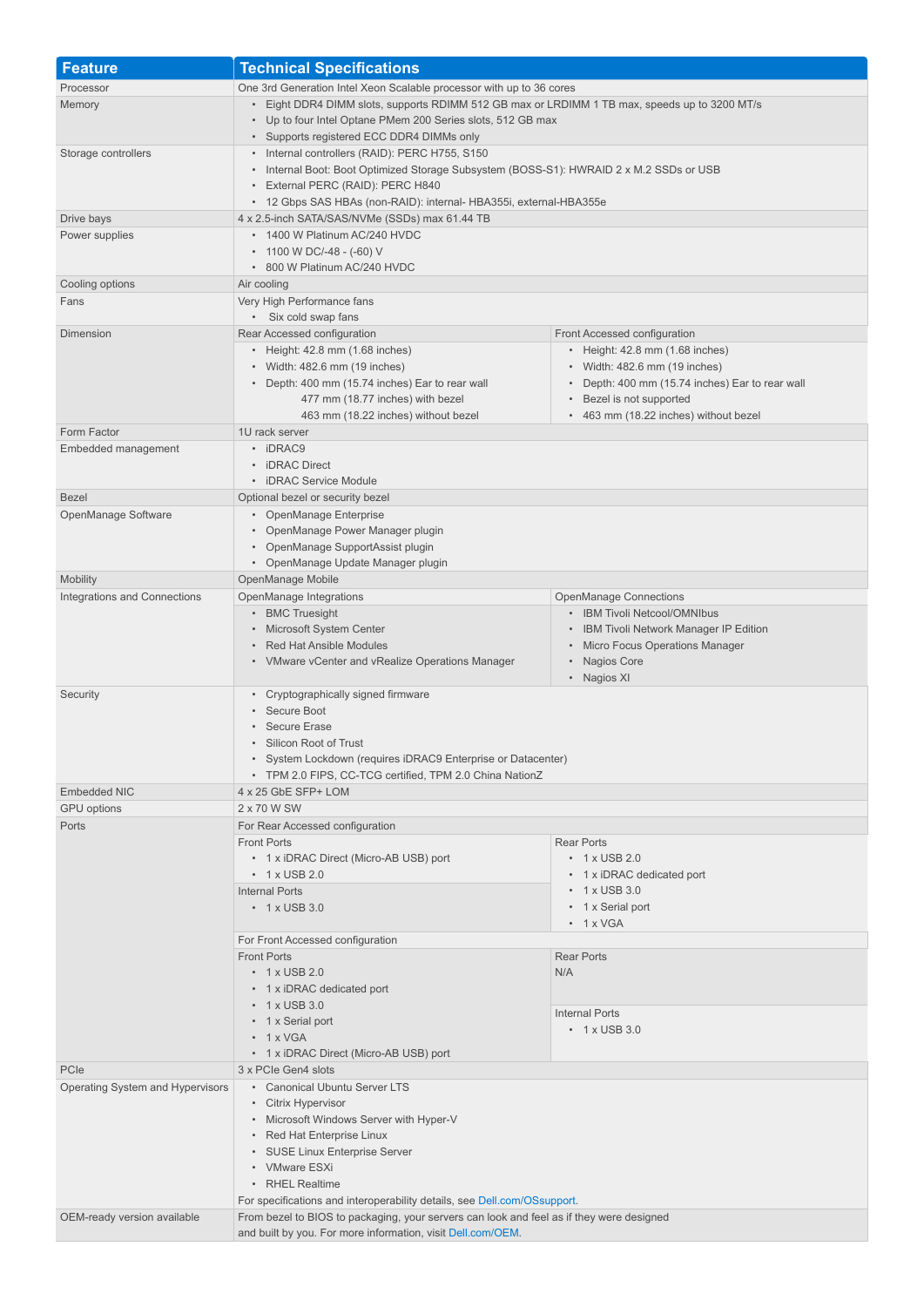| Feature | Technical Specifications |
| --- | --- |
| Processor | One 3rd Generation Intel Xeon Scalable processor with up to 36 cores |
| Memory | • Eight DDR4 DIMM slots, supports RDIMM 512 GB max or LRDIMM 1 TB max, speeds up to 3200 MT/s<br>• Up to four Intel Optane PMem 200 Series slots, 512 GB max<br>• Supports registered ECC DDR4 DIMMs only |
| Storage controllers | • Internal controllers (RAID): PERC H755, S150<br>• Internal Boot: Boot Optimized Storage Subsystem (BOSS-S1): HWRAID 2 x M.2 SSDs or USB<br>• External PERC (RAID): PERC H840<br>• 12 Gbps SAS HBAs (non-RAID): internal- HBA355i, external-HBA355e |
| Drive bays | 4 x 2.5-inch SATA/SAS/NVMe (SSDs) max 61.44 TB |
| Power supplies | • 1400 W Platinum AC/240 HVDC<br>• 1100 W DC/-48 - (-60) V<br>• 800 W Platinum AC/240 HVDC |
| Cooling options | Air cooling |
| Fans | Very High Performance fans<br>• Six cold swap fans |
| Dimension | **Rear Accessed configuration**<br>• Height: 42.8 mm (1.68 inches)<br>• Width: 482.6 mm (19 inches)<br>• Depth: 400 mm (15.74 inches) Ear to rear wall<br>477 mm (18.77 inches) with bezel<br>463 mm (18.22 inches) without bezel<br>**Front Accessed configuration**<br>• Height: 42.8 mm (1.68 inches)<br>• Width: 482.6 mm (19 inches)<br>• Depth: 400 mm (15.74 inches) Ear to rear wall<br>• Bezel is not supported<br>• 463 mm (18.22 inches) without bezel |
| Form Factor | 1U rack server |
| Embedded management | • iDRAC9<br>• iDRAC Direct<br>• iDRAC Service Module |
| Bezel | Optional bezel or security bezel |
| OpenManage Software | • OpenManage Enterprise<br>• OpenManage Power Manager plugin<br>• OpenManage SupportAssist plugin<br>• OpenManage Update Manager plugin |
| Mobility | OpenManage Mobile |
| Integrations and Connections | **OpenManage Integrations**<br>• BMC Truesight<br>• Microsoft System Center<br>• Red Hat Ansible Modules<br>• VMware vCenter and vRealize Operations Manager<br>**OpenManage Connections**<br>• IBM Tivoli Netcool/OMNIbus<br>• IBM Tivoli Network Manager IP Edition<br>• Micro Focus Operations Manager<br>• Nagios Core<br>• Nagios XI |
| Security | • Cryptographically signed firmware<br>• Secure Boot<br>• Secure Erase<br>• Silicon Root of Trust<br>• System Lockdown (requires iDRAC9 Enterprise or Datacenter)<br>• TPM 2.0 FIPS, CC-TCG certified, TPM 2.0 China NationZ |
| Embedded NIC | 4 x 25 GbE SFP+ LOM |
| GPU options | 2 x 70 W SW |
| Ports | **For Rear Accessed configuration**<br>Front Ports<br>• 1 x iDRAC Direct (Micro-AB USB) port<br>• 1 x USB 2.0<br>Internal Ports<br>• 1 x USB 3.0<br>Rear Ports<br>• 1 x USB 2.0<br>• 1 x iDRAC dedicated port<br>• 1 x USB 3.0<br>• 1 x Serial port<br>• 1 x VGA<br>**For Front Accessed configuration**<br>Front Ports<br>• 1 x USB 2.0<br>• 1 x iDRAC dedicated port<br>• 1 x USB 3.0<br>• 1 x Serial port<br>• 1 x VGA<br>• 1 x iDRAC Direct (Micro-AB USB) port<br>Rear Ports<br>N/A<br>Internal Ports<br>• 1 x USB 3.0 |
| PCIe | 3 x PCIe Gen4 slots |
| Operating System and Hypervisors | • Canonical Ubuntu Server LTS<br>• Citrix Hypervisor<br>• Microsoft Windows Server with Hyper-V<br>• Red Hat Enterprise Linux<br>• SUSE Linux Enterprise Server<br>• VMware ESXi<br>• RHEL Realtime<br>For specifications and interoperability details, see Dell.com/OSsupport. |
| OEM-ready version available | From bezel to BIOS to packaging, your servers can look and feel as if they were designed and built by you. For more information, visit Dell.com/OEM. |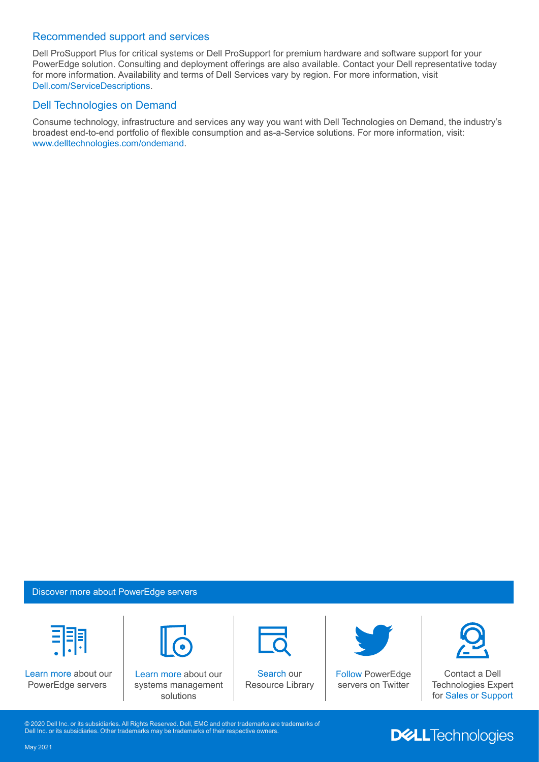## Recommended support and services

Dell ProSupport Plus for critical systems or Dell ProSupport for premium hardware and software support for your PowerEdge solution. Consulting and deployment offerings are also available. Contact your Dell representative today for more information. Availability and terms of Dell Services vary by region. For more information, visit Dell.com/ServiceDescriptions.

## Dell Technologies on Demand

Consume technology, infrastructure and services any way you want with Dell Technologies on Demand, the industry's broadest end-to-end portfolio of flexible consumption and as-a-Service solutions. For more information, visit: www.delltechnologies.com/ondemand.

### Discover more about PowerEdge servers

Learn more about our PowerEdge servers

Learn more about our systems management solutions

Search our Resource Library

Follow PowerEdge servers on Twitter

Contact a Dell Technologies Expert for Sales or Support

© 2020 Dell Inc. or its subsidiaries. All Rights Reserved. Dell, EMC and other trademarks are trademarks of Dell Inc. or its subsidiaries. Other trademarks may be trademarks of their respective owners.

May 2021